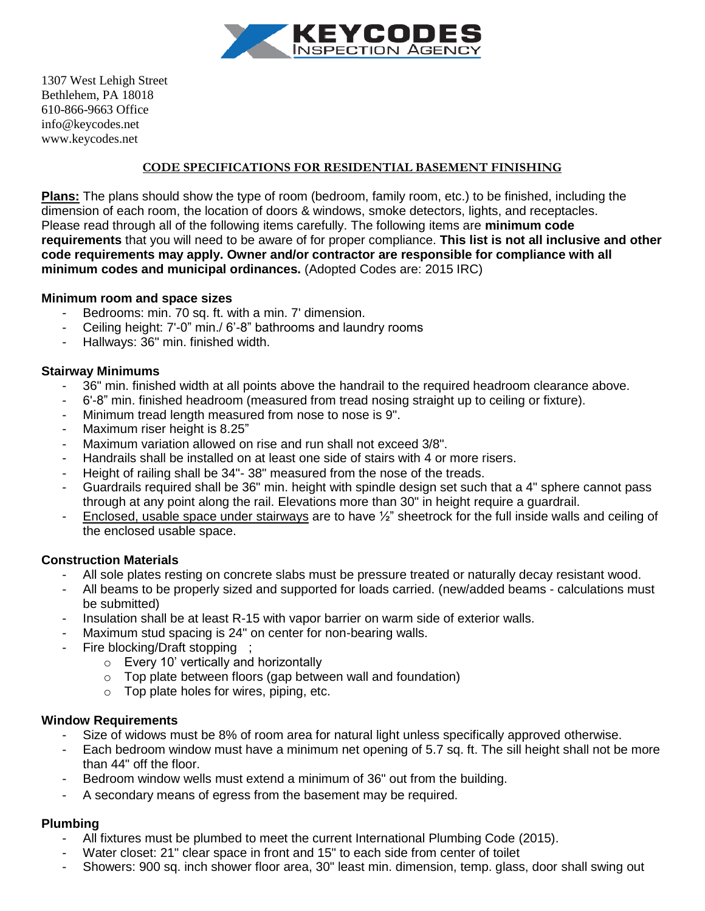**KEYCODES**
INSPECTION AGENCY

1307 West Lehigh Street
Bethlehem, PA 18018
610-866-9663 Office
info@keycodes.net
www.keycodes.net

## CODE SPECIFICATIONS FOR RESIDENTIAL BASEMENT FINISHING

**Plans:** The plans should show the type of room (bedroom, family room, etc.) to be finished, including the dimension of each room, the location of doors & windows, smoke detectors, lights, and receptacles. Please read through all of the following items carefully. The following items are **minimum code requirements** that you will need to be aware of for proper compliance. **This list is not all inclusive and other code requirements may apply. Owner and/or contractor are responsible for compliance with all minimum codes and municipal ordinances.** (Adopted Codes are: 2015 IRC)

### Minimum room and space sizes

- Bedrooms: min. 70 sq. ft. with a min. 7' dimension.
- Ceiling height: 7'-0" min./ 6'-8" bathrooms and laundry rooms
- Hallways: 36" min. finished width.

### Stairway Minimums

- 36" min. finished width at all points above the handrail to the required headroom clearance above.
- 6'-8" min. finished headroom (measured from tread nosing straight up to ceiling or fixture).
- Minimum tread length measured from nose to nose is 9".
- Maximum riser height is 8.25"
- Maximum variation allowed on rise and run shall not exceed 3/8".
- Handrails shall be installed on at least one side of stairs with 4 or more risers.
- Height of railing shall be 34"- 38" measured from the nose of the treads.
- Guardrails required shall be 36" min. height with spindle design set such that a 4" sphere cannot pass through at any point along the rail. Elevations more than 30" in height require a guardrail.
- Enclosed, usable space under stairways are to have ½" sheetrock for the full inside walls and ceiling of the enclosed usable space.

### Construction Materials

- All sole plates resting on concrete slabs must be pressure treated or naturally decay resistant wood.
- All beams to be properly sized and supported for loads carried. (new/added beams - calculations must be submitted)
- Insulation shall be at least R-15 with vapor barrier on warm side of exterior walls.
- Maximum stud spacing is 24" on center for non-bearing walls.
- Fire blocking/Draft stopping ;
  - Every 10' vertically and horizontally
  - Top plate between floors (gap between wall and foundation)
  - Top plate holes for wires, piping, etc.

### Window Requirements

- Size of widows must be 8% of room area for natural light unless specifically approved otherwise.
- Each bedroom window must have a minimum net opening of 5.7 sq. ft. The sill height shall not be more than 44" off the floor.
- Bedroom window wells must extend a minimum of 36" out from the building.
- A secondary means of egress from the basement may be required.

### Plumbing

- All fixtures must be plumbed to meet the current International Plumbing Code (2015).
- Water closet: 21" clear space in front and 15" to each side from center of toilet
- Showers: 900 sq. inch shower floor area, 30" least min. dimension, temp. glass, door shall swing out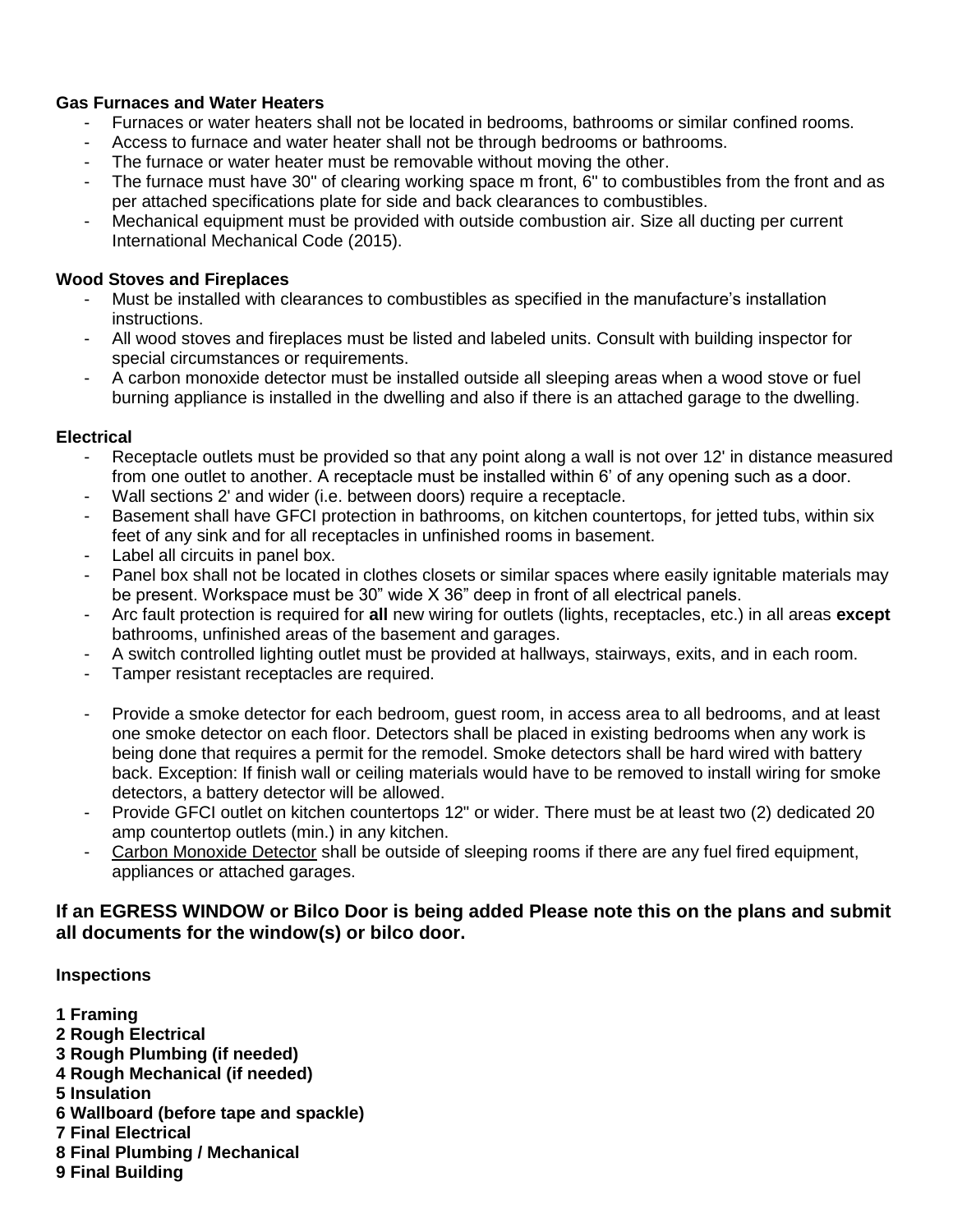**Gas Furnaces and Water Heaters**

- Furnaces or water heaters shall not be located in bedrooms, bathrooms or similar confined rooms.
- Access to furnace and water heater shall not be through bedrooms or bathrooms.
- The furnace or water heater must be removable without moving the other.
- The furnace must have 30" of clearing working space m front, 6" to combustibles from the front and as per attached specifications plate for side and back clearances to combustibles.
- Mechanical equipment must be provided with outside combustion air. Size all ducting per current International Mechanical Code (2015).

**Wood Stoves and Fireplaces**

- Must be installed with clearances to combustibles as specified in the manufacture's installation instructions.
- All wood stoves and fireplaces must be listed and labeled units. Consult with building inspector for special circumstances or requirements.
- A carbon monoxide detector must be installed outside all sleeping areas when a wood stove or fuel burning appliance is installed in the dwelling and also if there is an attached garage to the dwelling.

**Electrical**

- Receptacle outlets must be provided so that any point along a wall is not over 12' in distance measured from one outlet to another. A receptacle must be installed within 6' of any opening such as a door.
- Wall sections 2' and wider (i.e. between doors) require a receptacle.
- Basement shall have GFCI protection in bathrooms, on kitchen countertops, for jetted tubs, within six feet of any sink and for all receptacles in unfinished rooms in basement.
- Label all circuits in panel box.
- Panel box shall not be located in clothes closets or similar spaces where easily ignitable materials may be present. Workspace must be 30" wide X 36" deep in front of all electrical panels.
- Arc fault protection is required for **all** new wiring for outlets (lights, receptacles, etc.) in all areas **except** bathrooms, unfinished areas of the basement and garages.
- A switch controlled lighting outlet must be provided at hallways, stairways, exits, and in each room.
- Tamper resistant receptacles are required.

- Provide a smoke detector for each bedroom, guest room, in access area to all bedrooms, and at least one smoke detector on each floor. Detectors shall be placed in existing bedrooms when any work is being done that requires a permit for the remodel. Smoke detectors shall be hard wired with battery back. Exception: If finish wall or ceiling materials would have to be removed to install wiring for smoke detectors, a battery detector will be allowed.
- Provide GFCI outlet on kitchen countertops 12" or wider. There must be at least two (2) dedicated 20 amp countertop outlets (min.) in any kitchen.
- Carbon Monoxide Detector shall be outside of sleeping rooms if there are any fuel fired equipment, appliances or attached garages.

**If an EGRESS WINDOW or Bilco Door is being added Please note this on the plans and submit all documents for the window(s) or bilco door.**

**Inspections**

**1 Framing**
**2 Rough Electrical**
**3 Rough Plumbing (if needed)**
**4 Rough Mechanical (if needed)**
**5 Insulation**
**6 Wallboard (before tape and spackle)**
**7 Final Electrical**
**8 Final Plumbing / Mechanical**
**9 Final Building**